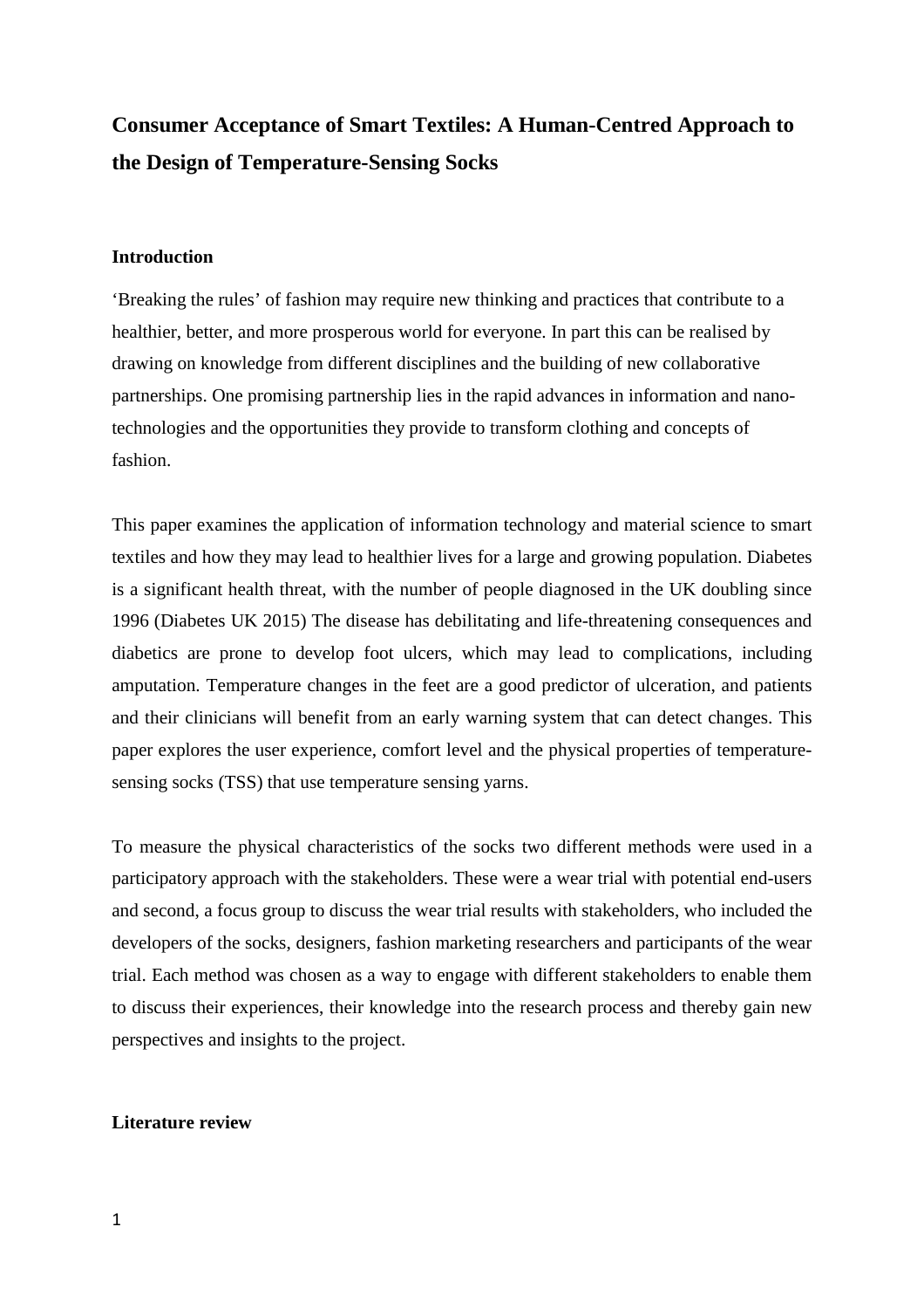# Consumer Acceptance of Smart Textiles: A Human-Centred Approach to the Design of Temperature-Sensing Socks

## Introduction

'Breaking the rules' of fashion may require new thinking and practices that contribute to a healthier, better, and more prosperous world for everyone. In part this can be realised by drawing on knowledge from different disciplines and the building of new collaborative partnerships. One promising partnership lies in the rapid advances in information and nano-technologies and the opportunities they provide to transform clothing and concepts of fashion.

This paper examines the application of information technology and material science to smart textiles and how they may lead to healthier lives for a large and growing population. Diabetes is a significant health threat, with the number of people diagnosed in the UK doubling since 1996 (Diabetes UK 2015) The disease has debilitating and life-threatening consequences and diabetics are prone to develop foot ulcers, which may lead to complications, including amputation. Temperature changes in the feet are a good predictor of ulceration, and patients and their clinicians will benefit from an early warning system that can detect changes. This paper explores the user experience, comfort level and the physical properties of temperature-sensing socks (TSS) that use temperature sensing yarns.

To measure the physical characteristics of the socks two different methods were used in a participatory approach with the stakeholders. These were a wear trial with potential end-users and second, a focus group to discuss the wear trial results with stakeholders, who included the developers of the socks, designers, fashion marketing researchers and participants of the wear trial. Each method was chosen as a way to engage with different stakeholders to enable them to discuss their experiences, their knowledge into the research process and thereby gain new perspectives and insights to the project.

## Literature review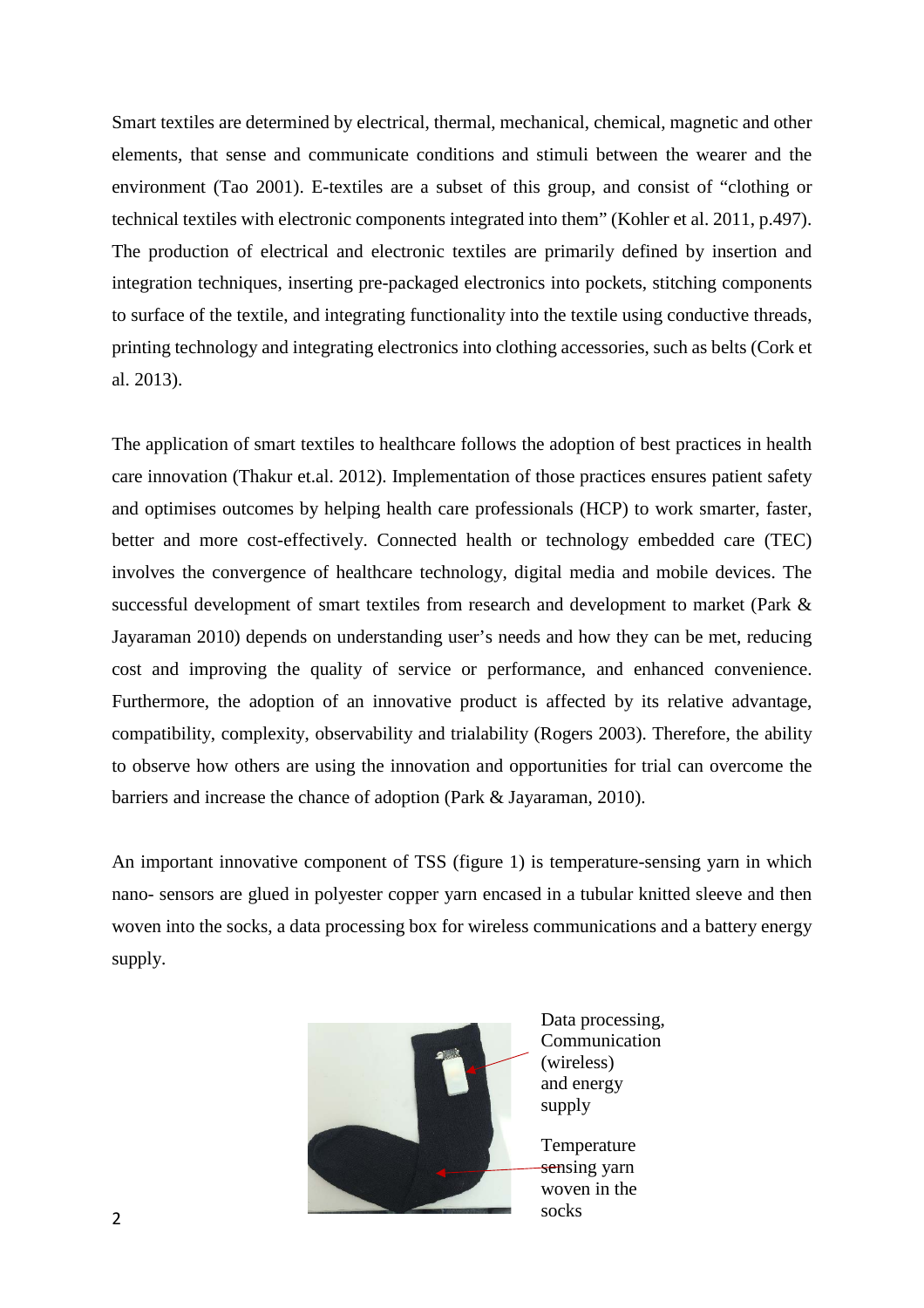Smart textiles are determined by electrical, thermal, mechanical, chemical, magnetic and other elements, that sense and communicate conditions and stimuli between the wearer and the environment (Tao 2001). E-textiles are a subset of this group, and consist of "clothing or technical textiles with electronic components integrated into them" (Kohler et al. 2011, p.497). The production of electrical and electronic textiles are primarily defined by insertion and integration techniques, inserting pre-packaged electronics into pockets, stitching components to surface of the textile, and integrating functionality into the textile using conductive threads, printing technology and integrating electronics into clothing accessories, such as belts (Cork et al. 2013).

The application of smart textiles to healthcare follows the adoption of best practices in health care innovation (Thakur et.al. 2012). Implementation of those practices ensures patient safety and optimises outcomes by helping health care professionals (HCP) to work smarter, faster, better and more cost-effectively. Connected health or technology embedded care (TEC) involves the convergence of healthcare technology, digital media and mobile devices. The successful development of smart textiles from research and development to market (Park & Jayaraman 2010) depends on understanding user's needs and how they can be met, reducing cost and improving the quality of service or performance, and enhanced convenience. Furthermore, the adoption of an innovative product is affected by its relative advantage, compatibility, complexity, observability and trialability (Rogers 2003). Therefore, the ability to observe how others are using the innovation and opportunities for trial can overcome the barriers and increase the chance of adoption (Park & Jayaraman, 2010).

An important innovative component of TSS (figure 1) is temperature-sensing yarn in which nano- sensors are glued in polyester copper yarn encased in a tubular knitted sleeve and then woven into the socks, a data processing box for wireless communications and a battery energy supply.

Data processing, Communication (wireless) and energy supply

Temperature sensing yarn woven in the socks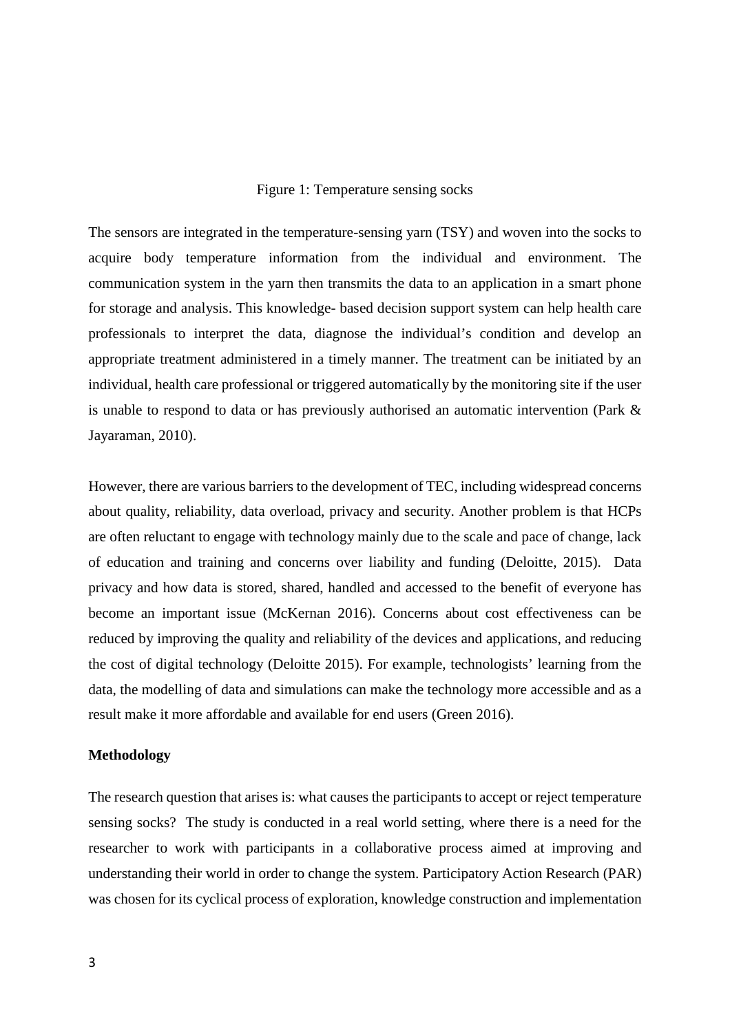Figure 1: Temperature sensing socks

The sensors are integrated in the temperature-sensing yarn (TSY) and woven into the socks to acquire body temperature information from the individual and environment. The communication system in the yarn then transmits the data to an application in a smart phone for storage and analysis. This knowledge- based decision support system can help health care professionals to interpret the data, diagnose the individual's condition and develop an appropriate treatment administered in a timely manner. The treatment can be initiated by an individual, health care professional or triggered automatically by the monitoring site if the user is unable to respond to data or has previously authorised an automatic intervention (Park & Jayaraman, 2010).

However, there are various barriers to the development of TEC, including widespread concerns about quality, reliability, data overload, privacy and security. Another problem is that HCPs are often reluctant to engage with technology mainly due to the scale and pace of change, lack of education and training and concerns over liability and funding (Deloitte, 2015). Data privacy and how data is stored, shared, handled and accessed to the benefit of everyone has become an important issue (McKernan 2016). Concerns about cost effectiveness can be reduced by improving the quality and reliability of the devices and applications, and reducing the cost of digital technology (Deloitte 2015). For example, technologists' learning from the data, the modelling of data and simulations can make the technology more accessible and as a result make it more affordable and available for end users (Green 2016).

**Methodology**

The research question that arises is: what causes the participants to accept or reject temperature sensing socks? The study is conducted in a real world setting, where there is a need for the researcher to work with participants in a collaborative process aimed at improving and understanding their world in order to change the system. Participatory Action Research (PAR) was chosen for its cyclical process of exploration, knowledge construction and implementation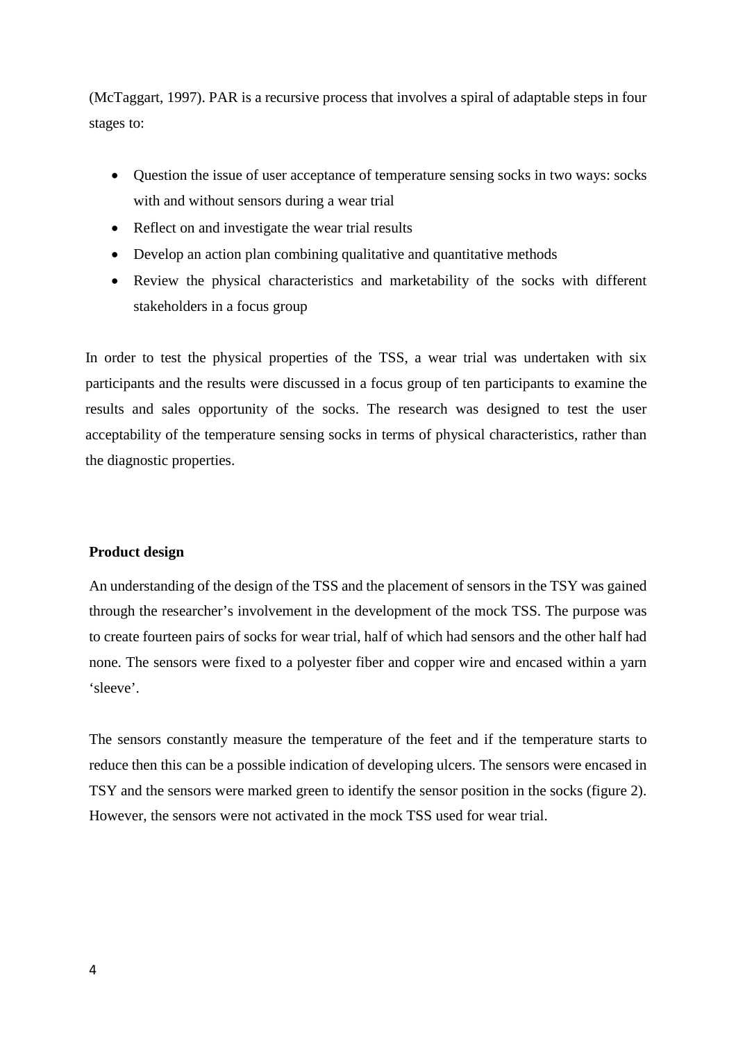(McTaggart, 1997). PAR is a recursive process that involves a spiral of adaptable steps in four stages to:

- Question the issue of user acceptance of temperature sensing socks in two ways: socks with and without sensors during a wear trial
- Reflect on and investigate the wear trial results
- Develop an action plan combining qualitative and quantitative methods
- Review the physical characteristics and marketability of the socks with different stakeholders in a focus group

In order to test the physical properties of the TSS, a wear trial was undertaken with six participants and the results were discussed in a focus group of ten participants to examine the results and sales opportunity of the socks. The research was designed to test the user acceptability of the temperature sensing socks in terms of physical characteristics, rather than the diagnostic properties.

**Product design**

An understanding of the design of the TSS and the placement of sensors in the TSY was gained through the researcher's involvement in the development of the mock TSS. The purpose was to create fourteen pairs of socks for wear trial, half of which had sensors and the other half had none. The sensors were fixed to a polyester fiber and copper wire and encased within a yarn 'sleeve'.

The sensors constantly measure the temperature of the feet and if the temperature starts to reduce then this can be a possible indication of developing ulcers. The sensors were encased in TSY and the sensors were marked green to identify the sensor position in the socks (figure 2). However, the sensors were not activated in the mock TSS used for wear trial.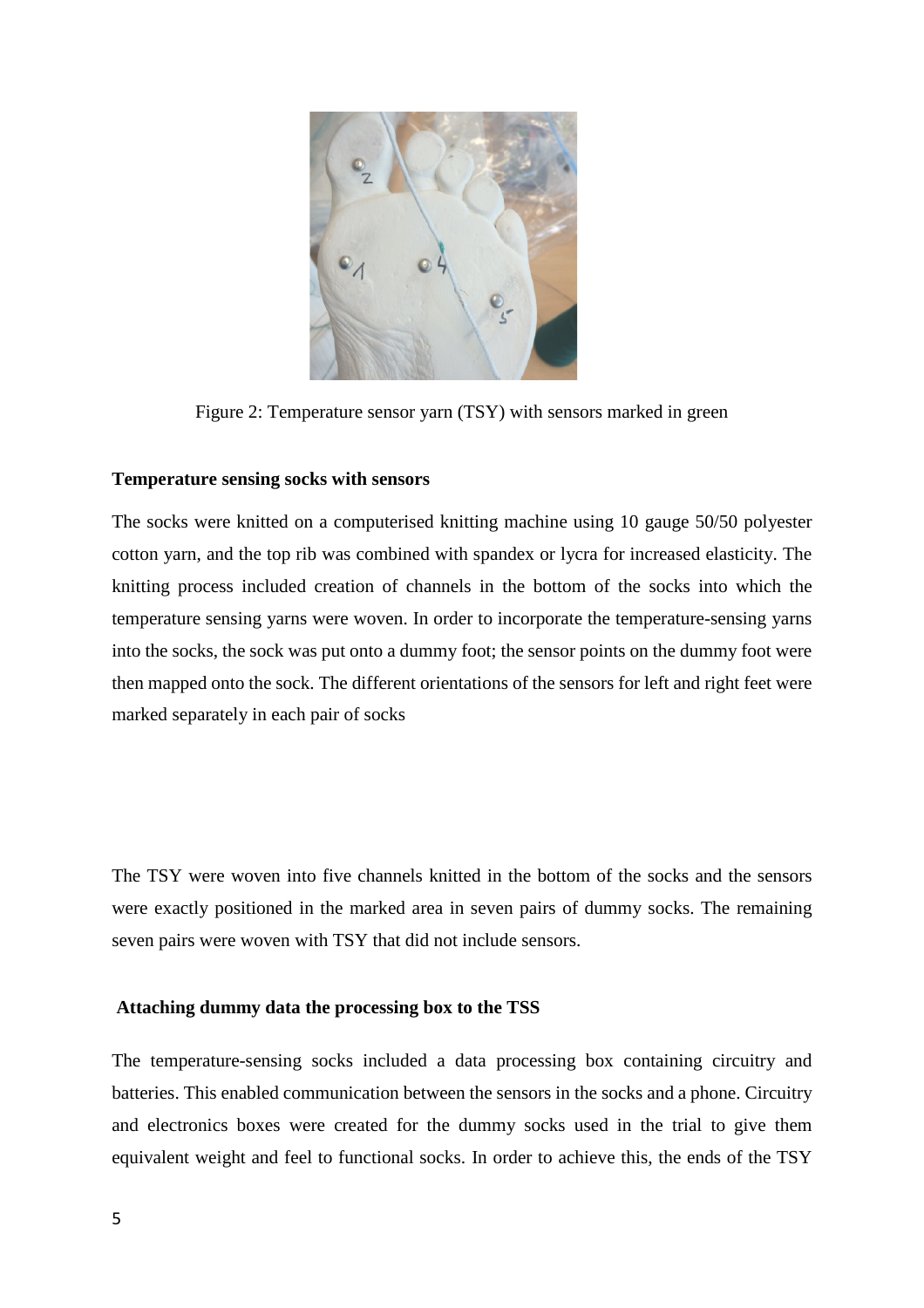Figure 2: Temperature sensor yarn (TSY) with sensors marked in green

**Temperature sensing socks with sensors**

The socks were knitted on a computerised knitting machine using 10 gauge 50/50 polyester cotton yarn, and the top rib was combined with spandex or lycra for increased elasticity. The knitting process included creation of channels in the bottom of the socks into which the temperature sensing yarns were woven. In order to incorporate the temperature-sensing yarns into the socks, the sock was put onto a dummy foot; the sensor points on the dummy foot were then mapped onto the sock. The different orientations of the sensors for left and right feet were marked separately in each pair of socks

The TSY were woven into five channels knitted in the bottom of the socks and the sensors were exactly positioned in the marked area in seven pairs of dummy socks. The remaining seven pairs were woven with TSY that did not include sensors.

**Attaching dummy data the processing box to the TSS**

The temperature-sensing socks included a data processing box containing circuitry and batteries. This enabled communication between the sensors in the socks and a phone. Circuitry and electronics boxes were created for the dummy socks used in the trial to give them equivalent weight and feel to functional socks. In order to achieve this, the ends of the TSY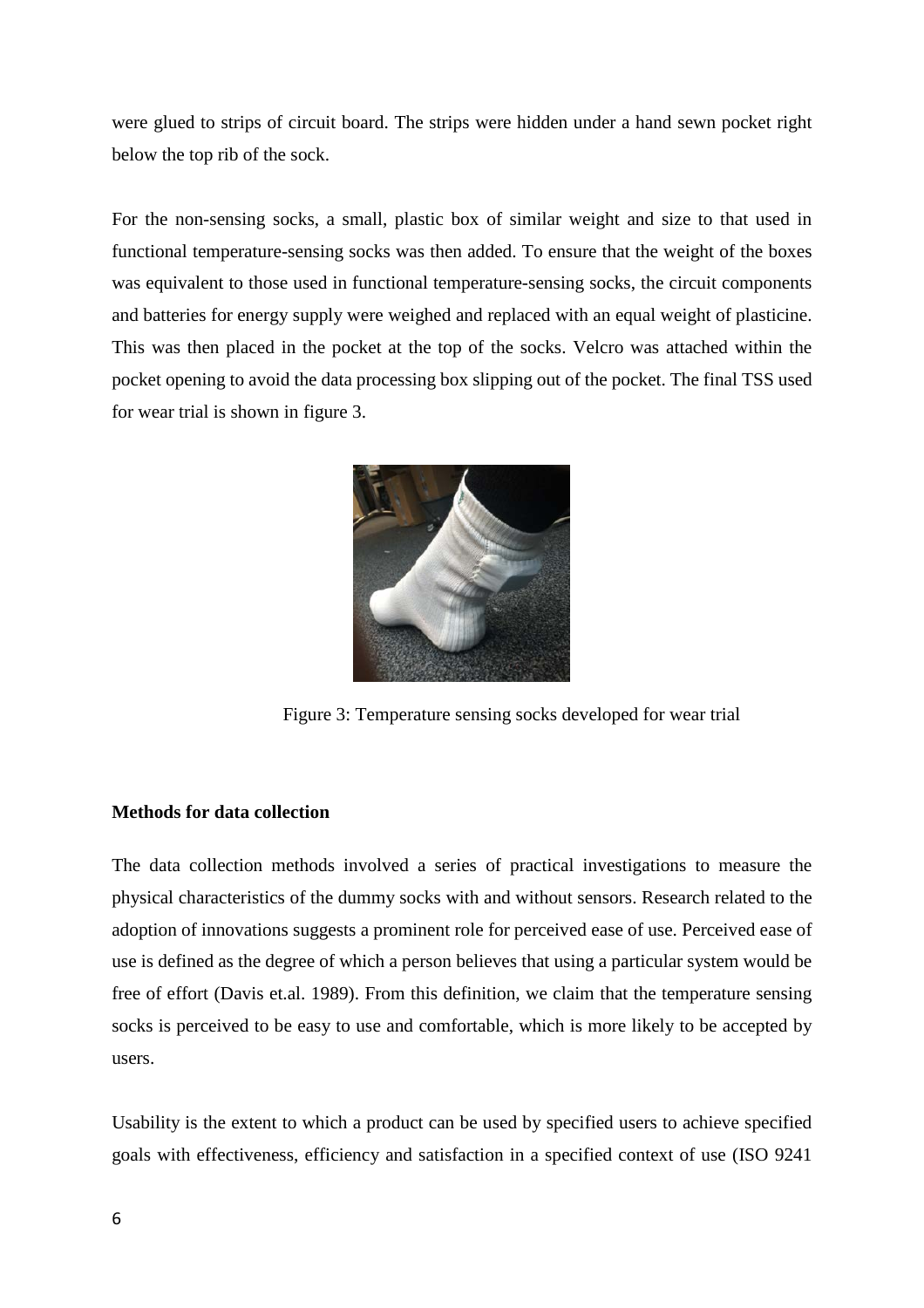were glued to strips of circuit board. The strips were hidden under a hand sewn pocket right below the top rib of the sock.

For the non-sensing socks, a small, plastic box of similar weight and size to that used in functional temperature-sensing socks was then added. To ensure that the weight of the boxes was equivalent to those used in functional temperature-sensing socks, the circuit components and batteries for energy supply were weighed and replaced with an equal weight of plasticine. This was then placed in the pocket at the top of the socks. Velcro was attached within the pocket opening to avoid the data processing box slipping out of the pocket. The final TSS used for wear trial is shown in figure 3.

Figure 3: Temperature sensing socks developed for wear trial

**Methods for data collection**

The data collection methods involved a series of practical investigations to measure the physical characteristics of the dummy socks with and without sensors. Research related to the adoption of innovations suggests a prominent role for perceived ease of use. Perceived ease of use is defined as the degree of which a person believes that using a particular system would be free of effort (Davis et.al. 1989). From this definition, we claim that the temperature sensing socks is perceived to be easy to use and comfortable, which is more likely to be accepted by users.

Usability is the extent to which a product can be used by specified users to achieve specified goals with effectiveness, efficiency and satisfaction in a specified context of use (ISO 9241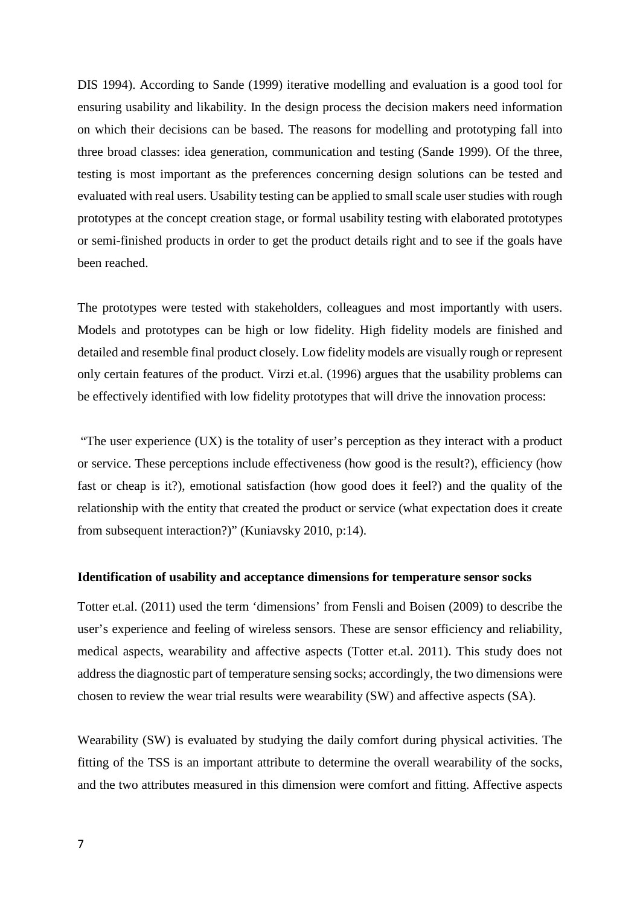DIS 1994). According to Sande (1999) iterative modelling and evaluation is a good tool for ensuring usability and likability. In the design process the decision makers need information on which their decisions can be based. The reasons for modelling and prototyping fall into three broad classes: idea generation, communication and testing (Sande 1999). Of the three, testing is most important as the preferences concerning design solutions can be tested and evaluated with real users. Usability testing can be applied to small scale user studies with rough prototypes at the concept creation stage, or formal usability testing with elaborated prototypes or semi-finished products in order to get the product details right and to see if the goals have been reached.

The prototypes were tested with stakeholders, colleagues and most importantly with users. Models and prototypes can be high or low fidelity. High fidelity models are finished and detailed and resemble final product closely. Low fidelity models are visually rough or represent only certain features of the product. Virzi et.al. (1996) argues that the usability problems can be effectively identified with low fidelity prototypes that will drive the innovation process:

"The user experience (UX) is the totality of user's perception as they interact with a product or service. These perceptions include effectiveness (how good is the result?), efficiency (how fast or cheap is it?), emotional satisfaction (how good does it feel?) and the quality of the relationship with the entity that created the product or service (what expectation does it create from subsequent interaction?)" (Kuniavsky 2010, p:14).

**Identification of usability and acceptance dimensions for temperature sensor socks**

Totter et.al. (2011) used the term 'dimensions' from Fensli and Boisen (2009) to describe the user's experience and feeling of wireless sensors. These are sensor efficiency and reliability, medical aspects, wearability and affective aspects (Totter et.al. 2011). This study does not address the diagnostic part of temperature sensing socks; accordingly, the two dimensions were chosen to review the wear trial results were wearability (SW) and affective aspects (SA).

Wearability (SW) is evaluated by studying the daily comfort during physical activities. The fitting of the TSS is an important attribute to determine the overall wearability of the socks, and the two attributes measured in this dimension were comfort and fitting. Affective aspects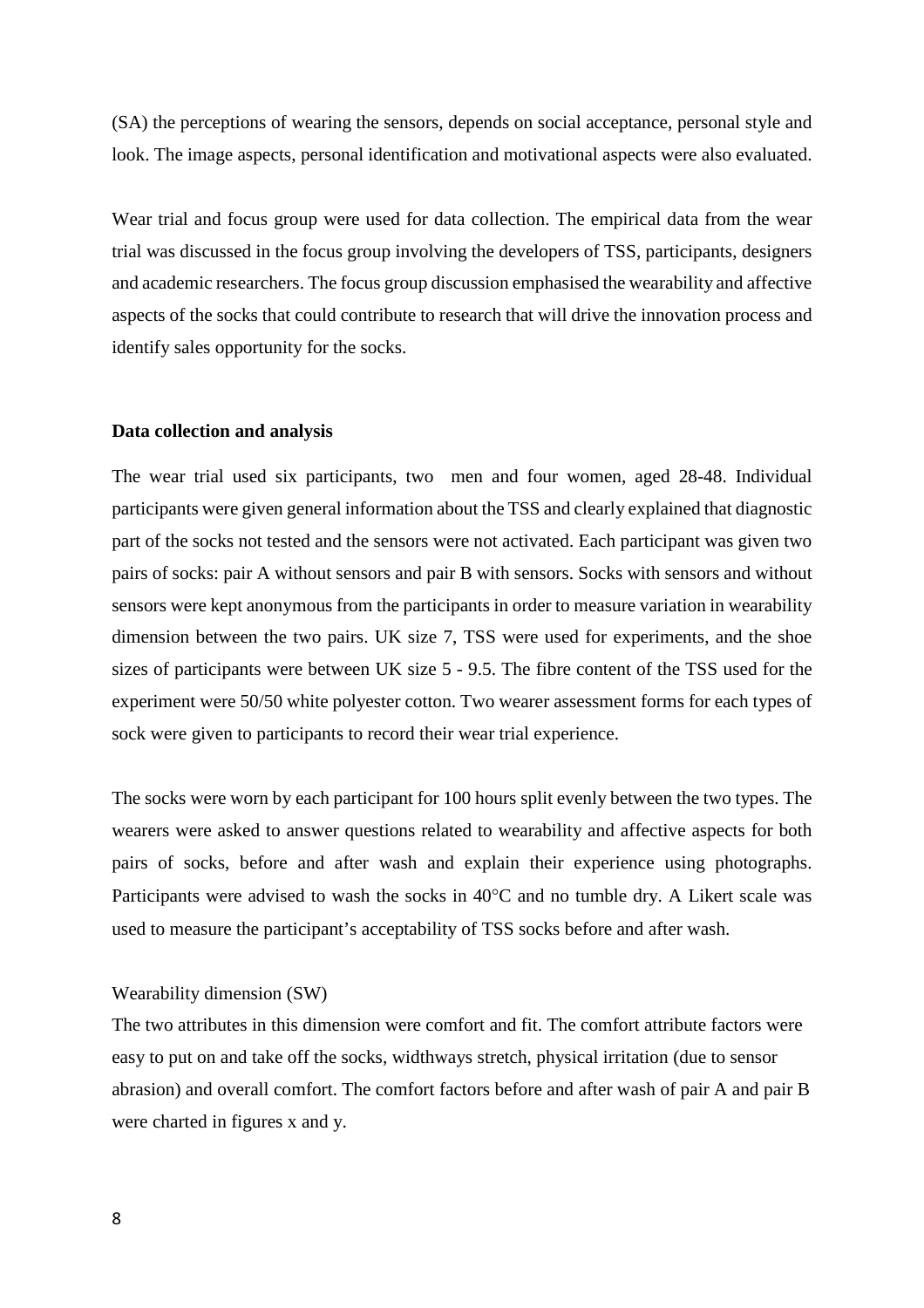(SA) the perceptions of wearing the sensors, depends on social acceptance, personal style and look. The image aspects, personal identification and motivational aspects were also evaluated.

Wear trial and focus group were used for data collection. The empirical data from the wear trial was discussed in the focus group involving the developers of TSS, participants, designers and academic researchers. The focus group discussion emphasised the wearability and affective aspects of the socks that could contribute to research that will drive the innovation process and identify sales opportunity for the socks.

**Data collection and analysis**

The wear trial used six participants, two men and four women, aged 28-48. Individual participants were given general information about the TSS and clearly explained that diagnostic part of the socks not tested and the sensors were not activated. Each participant was given two pairs of socks: pair A without sensors and pair B with sensors. Socks with sensors and without sensors were kept anonymous from the participants in order to measure variation in wearability dimension between the two pairs. UK size 7, TSS were used for experiments, and the shoe sizes of participants were between UK size 5 - 9.5. The fibre content of the TSS used for the experiment were 50/50 white polyester cotton. Two wearer assessment forms for each types of sock were given to participants to record their wear trial experience.

The socks were worn by each participant for 100 hours split evenly between the two types. The wearers were asked to answer questions related to wearability and affective aspects for both pairs of socks, before and after wash and explain their experience using photographs. Participants were advised to wash the socks in 40°C and no tumble dry. A Likert scale was used to measure the participant's acceptability of TSS socks before and after wash.

Wearability dimension (SW)

The two attributes in this dimension were comfort and fit. The comfort attribute factors were easy to put on and take off the socks, widthways stretch, physical irritation (due to sensor abrasion) and overall comfort. The comfort factors before and after wash of pair A and pair B were charted in figures x and y.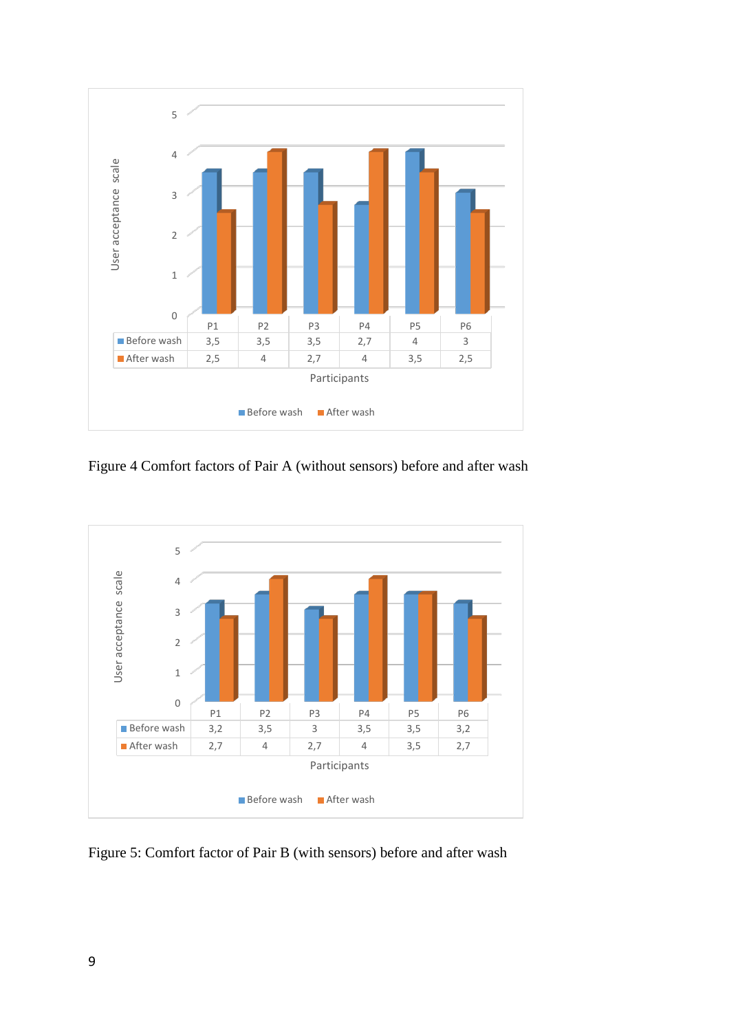| | P1 | P2 | P3 | P4 | P5 | P6 |
|---|---|---|---|---|---|---|
| Before wash | 3,5 | 3,5 | 3,5 | 2,7 | 4 | 3 |
| After wash | 2,5 | 4 | 2,7 | 4 | 3,5 | 2,5 |

Figure 4 Comfort factors of Pair A (without sensors) before and after wash

| | P1 | P2 | P3 | P4 | P5 | P6 |
|---|---|---|---|---|---|---|
| Before wash | 3,2 | 3,5 | 3 | 3,5 | 3,5 | 3,2 |
| After wash | 2,7 | 4 | 2,7 | 4 | 3,5 | 2,7 |

Figure 5: Comfort factor of Pair B (with sensors) before and after wash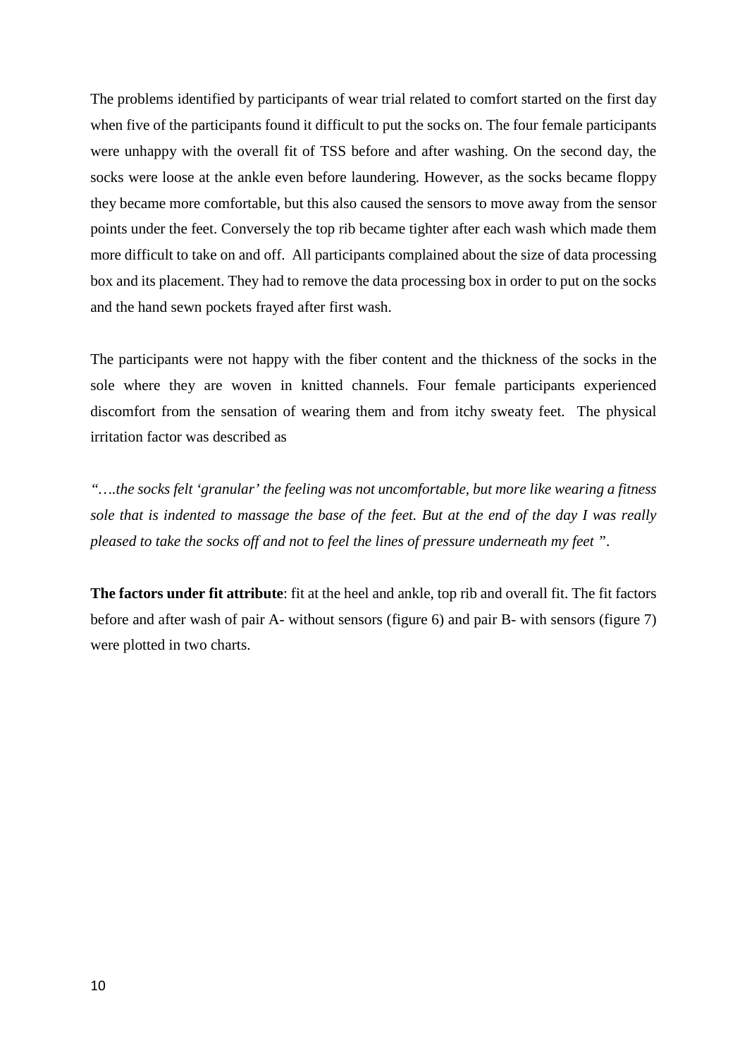The problems identified by participants of wear trial related to comfort started on the first day when five of the participants found it difficult to put the socks on. The four female participants were unhappy with the overall fit of TSS before and after washing. On the second day, the socks were loose at the ankle even before laundering. However, as the socks became floppy they became more comfortable, but this also caused the sensors to move away from the sensor points under the feet. Conversely the top rib became tighter after each wash which made them more difficult to take on and off. All participants complained about the size of data processing box and its placement. They had to remove the data processing box in order to put on the socks and the hand sewn pockets frayed after first wash.

The participants were not happy with the fiber content and the thickness of the socks in the sole where they are woven in knitted channels. Four female participants experienced discomfort from the sensation of wearing them and from itchy sweaty feet. The physical irritation factor was described as

*"….the socks felt 'granular' the feeling was not uncomfortable, but more like wearing a fitness sole that is indented to massage the base of the feet. But at the end of the day I was really pleased to take the socks off and not to feel the lines of pressure underneath my feet ".*

**The factors under fit attribute**: fit at the heel and ankle, top rib and overall fit. The fit factors before and after wash of pair A- without sensors (figure 6) and pair B- with sensors (figure 7) were plotted in two charts.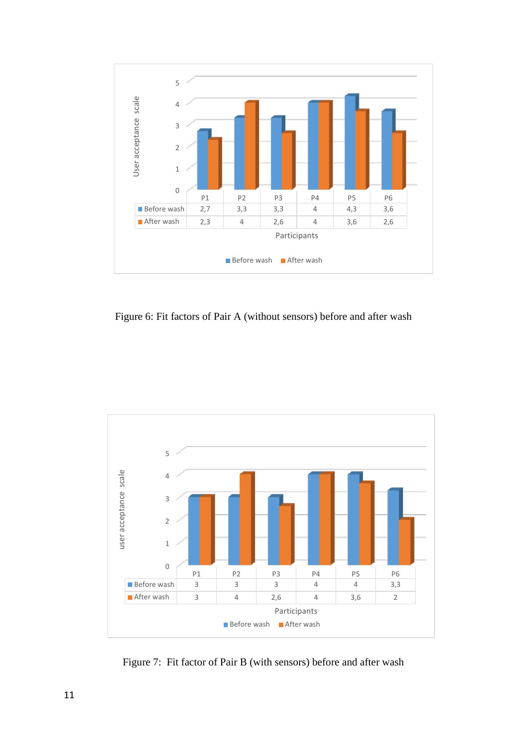| | P1 | P2 | P3 | P4 | P5 | P6 |
|---|---|---|---|---|---|---|
| Before wash | 2,7 | 3,3 | 3,3 | 4 | 4,3 | 3,6 |
| After wash | 2,3 | 4 | 2,6 | 4 | 3,6 | 2,6 |

Figure 6: Fit factors of Pair A (without sensors) before and after wash

| | P1 | P2 | P3 | P4 | P5 | P6 |
|---|---|---|---|---|---|---|
| Before wash | 3 | 3 | 3 | 4 | 4 | 3,3 |
| After wash | 3 | 4 | 2,6 | 4 | 3,6 | 2 |

Figure 7: Fit factor of Pair B (with sensors) before and after wash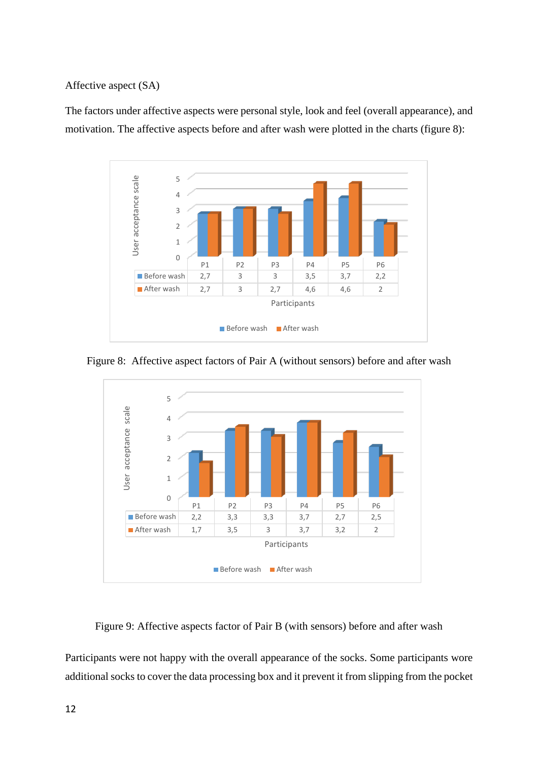Affective aspect (SA)

The factors under affective aspects were personal style, look and feel (overall appearance), and motivation. The affective aspects before and after wash were plotted in the charts (figure 8):

| | P1 | P2 | P3 | P4 | P5 | P6 |
|---|---|---|---|---|---|---|
| Before wash | 2,7 | 3 | 3 | 3,5 | 3,7 | 2,2 |
| After wash | 2,7 | 3 | 2,7 | 4,6 | 4,6 | 2 |

Figure 8: Affective aspect factors of Pair A (without sensors) before and after wash

| | P1 | P2 | P3 | P4 | P5 | P6 |
|---|---|---|---|---|---|---|
| Before wash | 2,2 | 3,3 | 3,3 | 3,7 | 2,7 | 2,5 |
| After wash | 1,7 | 3,5 | 3 | 3,7 | 3,2 | 2 |

Figure 9: Affective aspects factor of Pair B (with sensors) before and after wash

Participants were not happy with the overall appearance of the socks. Some participants wore additional socks to cover the data processing box and it prevent it from slipping from the pocket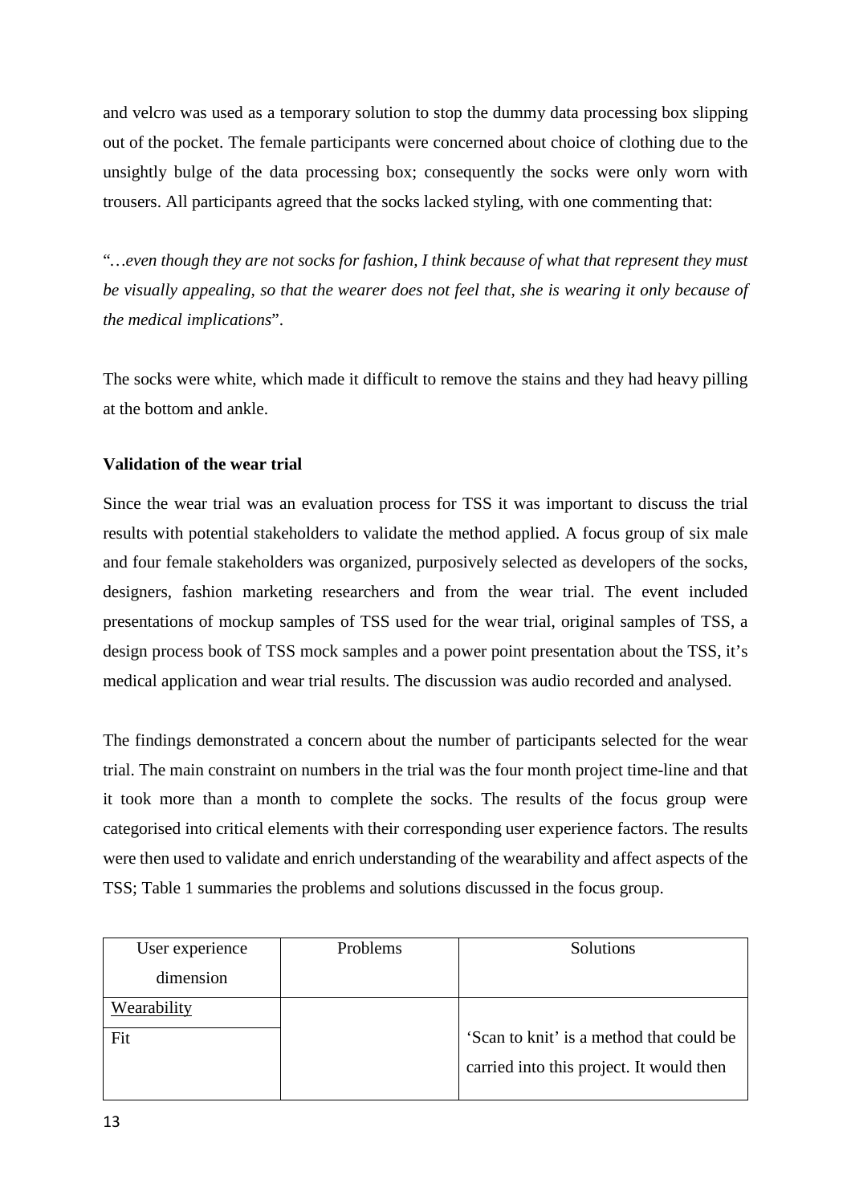and velcro was used as a temporary solution to stop the dummy data processing box slipping out of the pocket. The female participants were concerned about choice of clothing due to the unsightly bulge of the data processing box; consequently the socks were only worn with trousers. All participants agreed that the socks lacked styling, with one commenting that:

"*…even though they are not socks for fashion, I think because of what that represent they must be visually appealing, so that the wearer does not feel that, she is wearing it only because of the medical implications*".

The socks were white, which made it difficult to remove the stains and they had heavy pilling at the bottom and ankle.

**Validation of the wear trial**

Since the wear trial was an evaluation process for TSS it was important to discuss the trial results with potential stakeholders to validate the method applied. A focus group of six male and four female stakeholders was organized, purposively selected as developers of the socks, designers, fashion marketing researchers and from the wear trial. The event included presentations of mockup samples of TSS used for the wear trial, original samples of TSS, a design process book of TSS mock samples and a power point presentation about the TSS, it's medical application and wear trial results. The discussion was audio recorded and analysed.

The findings demonstrated a concern about the number of participants selected for the wear trial. The main constraint on numbers in the trial was the four month project time-line and that it took more than a month to complete the socks. The results of the focus group were categorised into critical elements with their corresponding user experience factors. The results were then used to validate and enrich understanding of the wearability and affect aspects of the TSS; Table 1 summaries the problems and solutions discussed in the focus group.

| User experience dimension | Problems | Solutions |
|---|---|---|
| Wearability | | |
| Fit | | 'Scan to knit' is a method that could be carried into this project. It would then |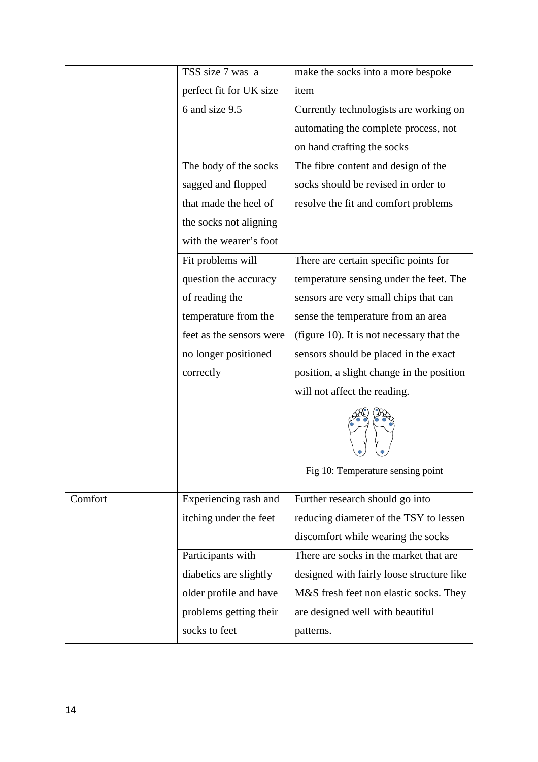| | | |
|---|---|---|
| | TSS size 7 was a perfect fit for UK size 6 and size 9.5 | make the socks into a more bespoke item<br>Currently technologists are working on automating the complete process, not on hand crafting the socks |
| | The body of the socks sagged and flopped that made the heel of the socks not aligning with the wearer's foot | The fibre content and design of the socks should be revised in order to resolve the fit and comfort problems |
| | Fit problems will question the accuracy of reading the temperature from the feet as the sensors were no longer positioned correctly | There are certain specific points for temperature sensing under the feet. The sensors are very small chips that can sense the temperature from an area (figure 10). It is not necessary that the sensors should be placed in the exact position, a slight change in the position will not affect the reading.<br>Fig 10: Temperature sensing point |
| Comfort | Experiencing rash and itching under the feet | Further research should go into reducing diameter of the TSY to lessen discomfort while wearing the socks |
| | Participants with diabetics are slightly older profile and have problems getting their socks to feet | There are socks in the market that are designed with fairly loose structure like M&S fresh feet non elastic socks. They are designed well with beautiful patterns. |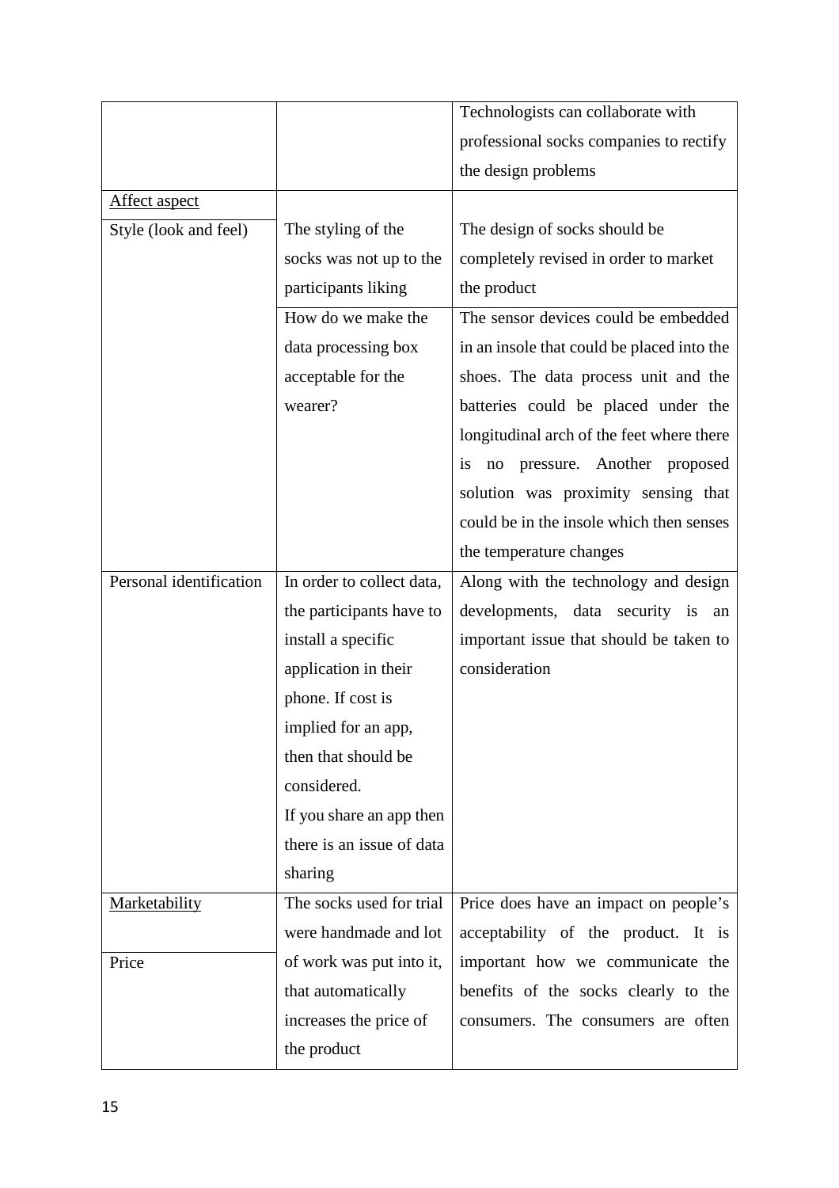| | | |
|---|---|---|
| | | Technologists can collaborate with professional socks companies to rectify the design problems |
| Affect aspect | | |
| Style (look and feel) | The styling of the socks was not up to the participants liking | The design of socks should be completely revised in order to market the product |
| | How do we make the data processing box acceptable for the wearer? | The sensor devices could be embedded in an insole that could be placed into the shoes. The data process unit and the batteries could be placed under the longitudinal arch of the feet where there is no pressure. Another proposed solution was proximity sensing that could be in the insole which then senses the temperature changes |
| Personal identification | In order to collect data, the participants have to install a specific application in their phone. If cost is implied for an app, then that should be considered. If you share an app then there is an issue of data sharing | Along with the technology and design developments, data security is an important issue that should be taken to consideration |
| Marketability<br>Price | The socks used for trial were handmade and lot of work was put into it, that automatically increases the price of the product | Price does have an impact on people's acceptability of the product. It is important how we communicate the benefits of the socks clearly to the consumers. The consumers are often |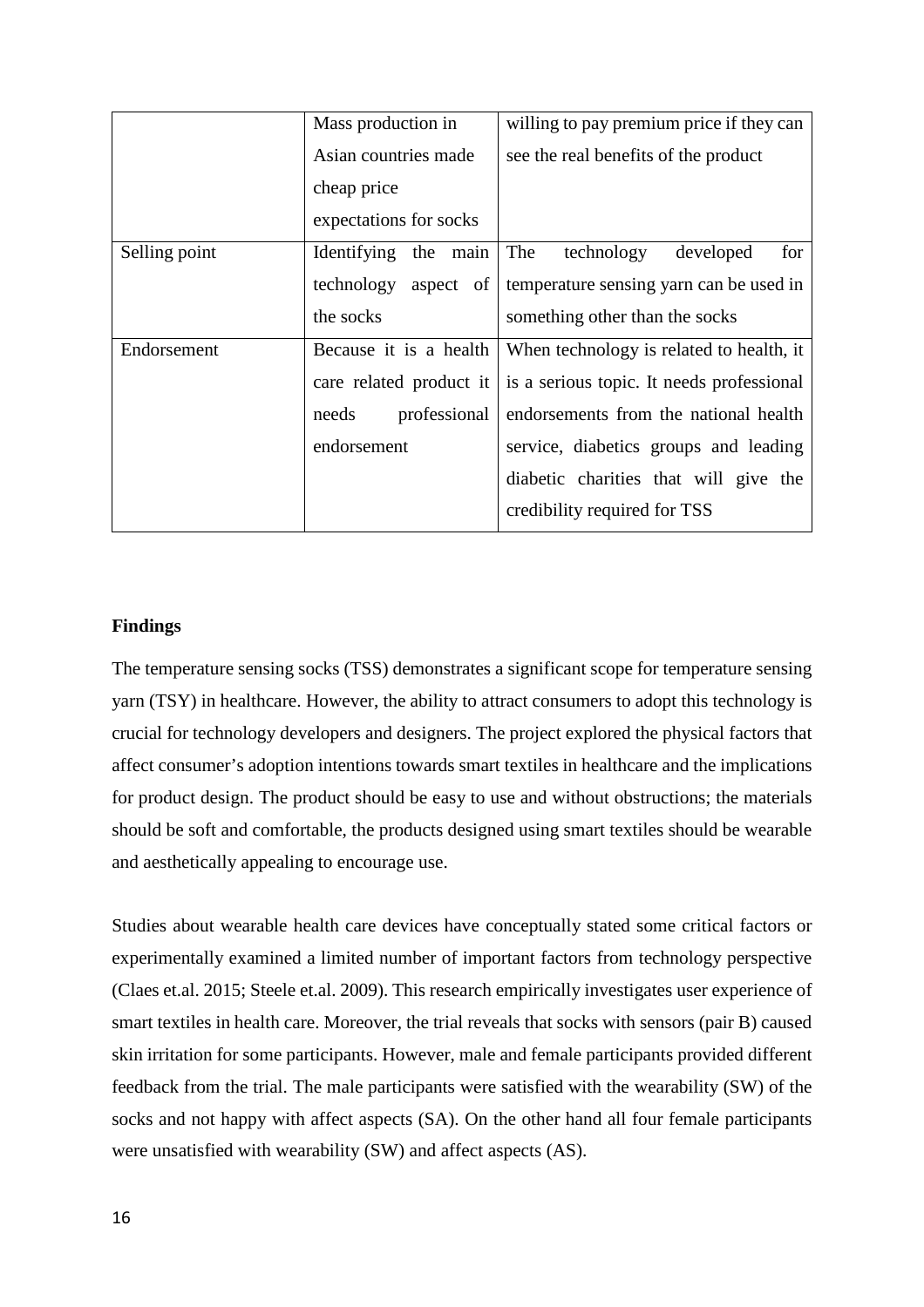| | | |
|---|---|---|
| | Mass production in Asian countries made cheap price expectations for socks | willing to pay premium price if they can see the real benefits of the product |
| Selling point | Identifying the main technology aspect of the socks | The technology developed for temperature sensing yarn can be used in something other than the socks |
| Endorsement | Because it is a health care related product it needs professional endorsement | When technology is related to health, it is a serious topic. It needs professional endorsements from the national health service, diabetics groups and leading diabetic charities that will give the credibility required for TSS |

**Findings**

The temperature sensing socks (TSS) demonstrates a significant scope for temperature sensing yarn (TSY) in healthcare. However, the ability to attract consumers to adopt this technology is crucial for technology developers and designers. The project explored the physical factors that affect consumer's adoption intentions towards smart textiles in healthcare and the implications for product design. The product should be easy to use and without obstructions; the materials should be soft and comfortable, the products designed using smart textiles should be wearable and aesthetically appealing to encourage use.

Studies about wearable health care devices have conceptually stated some critical factors or experimentally examined a limited number of important factors from technology perspective (Claes et.al. 2015; Steele et.al. 2009). This research empirically investigates user experience of smart textiles in health care. Moreover, the trial reveals that socks with sensors (pair B) caused skin irritation for some participants. However, male and female participants provided different feedback from the trial. The male participants were satisfied with the wearability (SW) of the socks and not happy with affect aspects (SA). On the other hand all four female participants were unsatisfied with wearability (SW) and affect aspects (AS).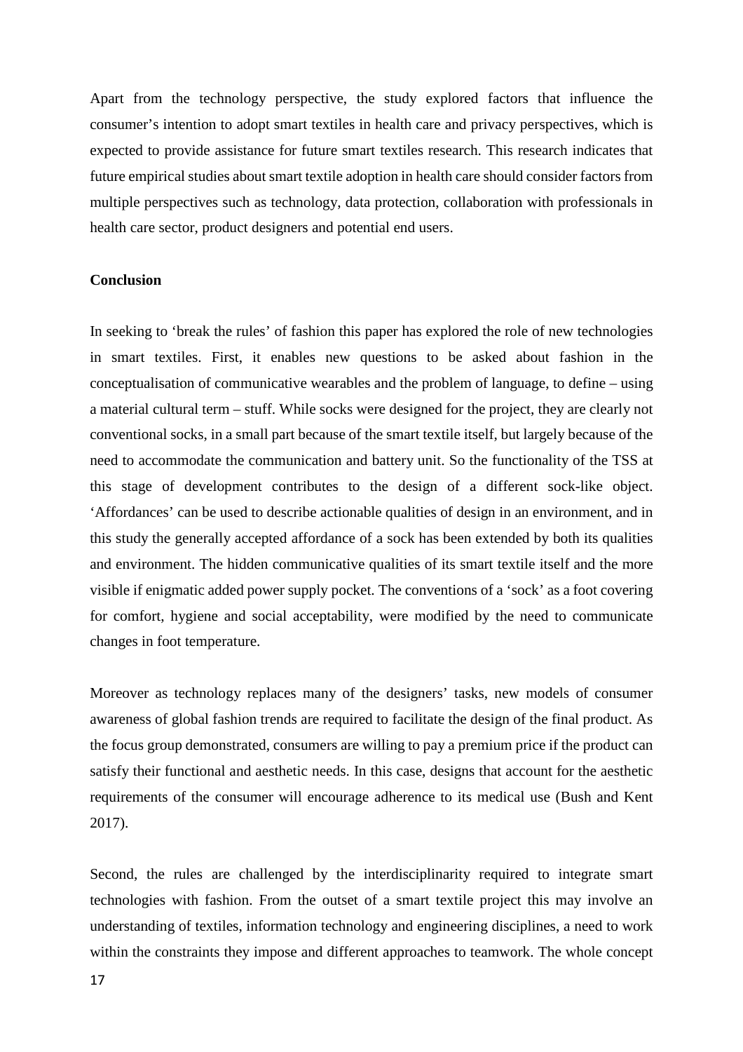Apart from the technology perspective, the study explored factors that influence the consumer's intention to adopt smart textiles in health care and privacy perspectives, which is expected to provide assistance for future smart textiles research. This research indicates that future empirical studies about smart textile adoption in health care should consider factors from multiple perspectives such as technology, data protection, collaboration with professionals in health care sector, product designers and potential end users.

**Conclusion**

In seeking to 'break the rules' of fashion this paper has explored the role of new technologies in smart textiles. First, it enables new questions to be asked about fashion in the conceptualisation of communicative wearables and the problem of language, to define – using a material cultural term – stuff. While socks were designed for the project, they are clearly not conventional socks, in a small part because of the smart textile itself, but largely because of the need to accommodate the communication and battery unit. So the functionality of the TSS at this stage of development contributes to the design of a different sock-like object. 'Affordances' can be used to describe actionable qualities of design in an environment, and in this study the generally accepted affordance of a sock has been extended by both its qualities and environment. The hidden communicative qualities of its smart textile itself and the more visible if enigmatic added power supply pocket. The conventions of a 'sock' as a foot covering for comfort, hygiene and social acceptability, were modified by the need to communicate changes in foot temperature.

Moreover as technology replaces many of the designers' tasks, new models of consumer awareness of global fashion trends are required to facilitate the design of the final product. As the focus group demonstrated, consumers are willing to pay a premium price if the product can satisfy their functional and aesthetic needs. In this case, designs that account for the aesthetic requirements of the consumer will encourage adherence to its medical use (Bush and Kent 2017).

Second, the rules are challenged by the interdisciplinarity required to integrate smart technologies with fashion. From the outset of a smart textile project this may involve an understanding of textiles, information technology and engineering disciplines, a need to work within the constraints they impose and different approaches to teamwork. The whole concept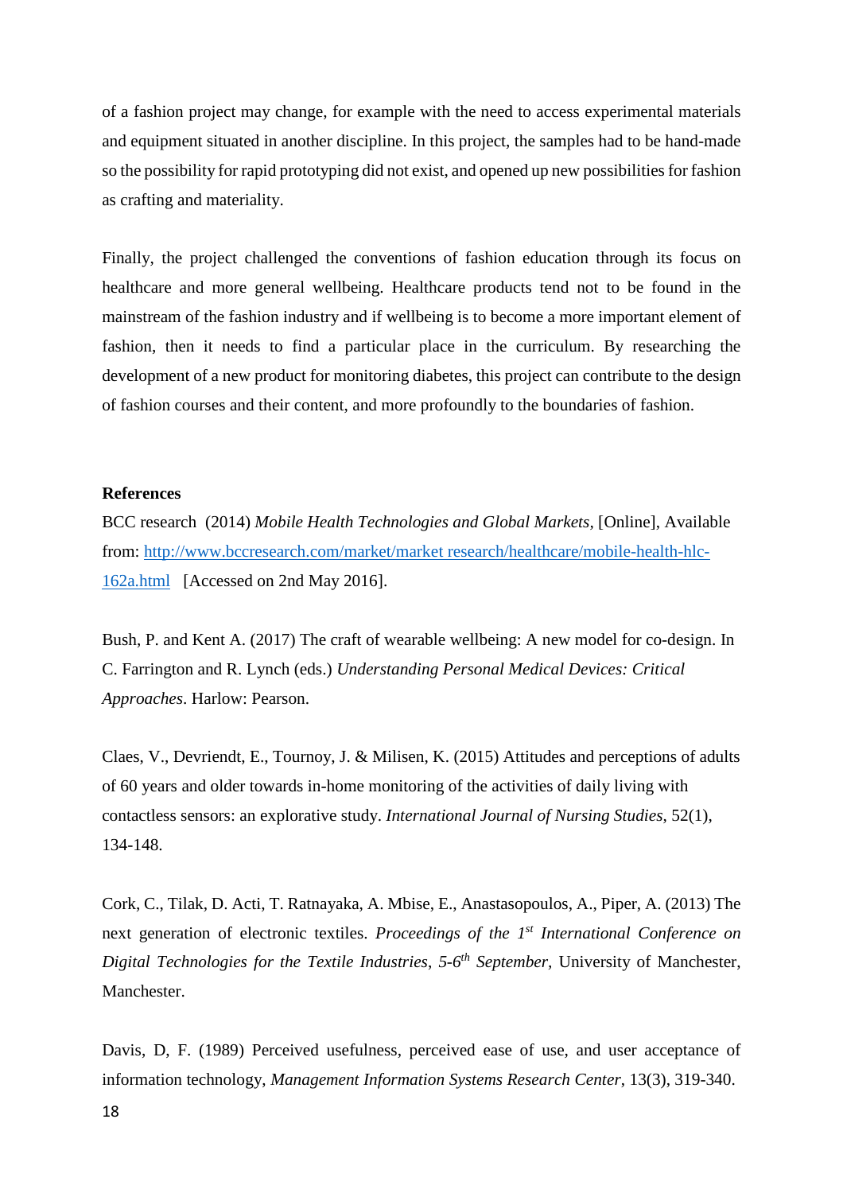of a fashion project may change, for example with the need to access experimental materials and equipment situated in another discipline. In this project, the samples had to be hand-made so the possibility for rapid prototyping did not exist, and opened up new possibilities for fashion as crafting and materiality.

Finally, the project challenged the conventions of fashion education through its focus on healthcare and more general wellbeing. Healthcare products tend not to be found in the mainstream of the fashion industry and if wellbeing is to become a more important element of fashion, then it needs to find a particular place in the curriculum. By researching the development of a new product for monitoring diabetes, this project can contribute to the design of fashion courses and their content, and more profoundly to the boundaries of fashion.

**References**

BCC research (2014) *Mobile Health Technologies and Global Markets*, [Online], Available from: http://www.bccresearch.com/market/market research/healthcare/mobile-health-hlc-162a.html [Accessed on 2nd May 2016].

Bush, P. and Kent A. (2017) The craft of wearable wellbeing: A new model for co-design. In C. Farrington and R. Lynch (eds.) *Understanding Personal Medical Devices: Critical Approaches*. Harlow: Pearson.

Claes, V., Devriendt, E., Tournoy, J. & Milisen, K. (2015) Attitudes and perceptions of adults of 60 years and older towards in-home monitoring of the activities of daily living with contactless sensors: an explorative study. *International Journal of Nursing Studies*, 52(1), 134-148.

Cork, C., Tilak, D. Acti, T. Ratnayaka, A. Mbise, E., Anastasopoulos, A., Piper, A. (2013) The next generation of electronic textiles. *Proceedings of the 1st International Conference on Digital Technologies for the Textile Industries, 5-6th September*, University of Manchester, Manchester.

Davis, D, F. (1989) Perceived usefulness, perceived ease of use, and user acceptance of information technology, *Management Information Systems Research Center*, 13(3), 319-340.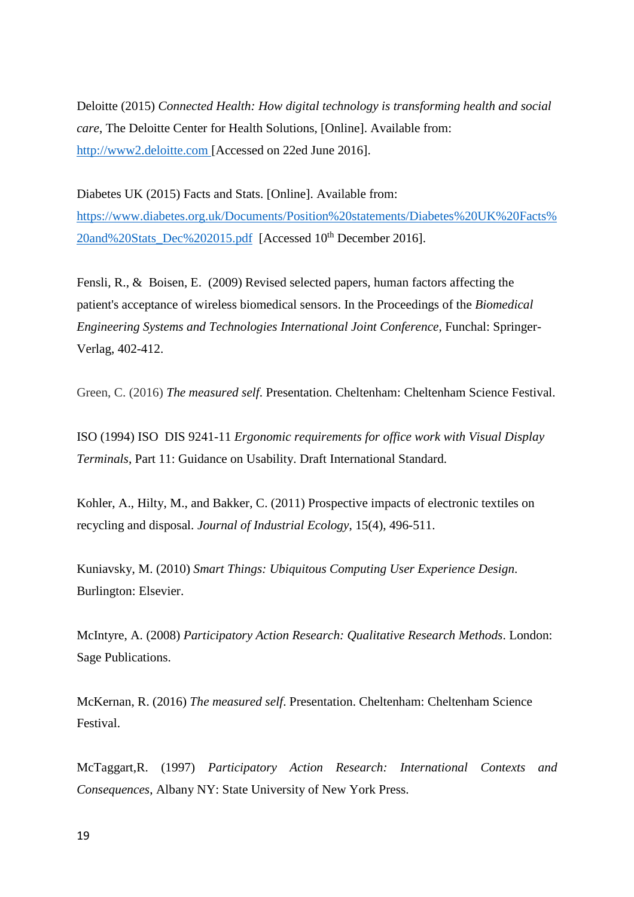Deloitte (2015) *Connected Health: How digital technology is transforming health and social care*, The Deloitte Center for Health Solutions, [Online]. Available from: [http://www2.deloitte.com](http://www2.deloitte.com) [Accessed on 22ed June 2016].

Diabetes UK (2015) Facts and Stats. [Online]. Available from: [https://www.diabetes.org.uk/Documents/Position%20statements/Diabetes%20UK%20Facts%20and%20Stats_Dec%202015.pdf](https://www.diabetes.org.uk/Documents/Position%20statements/Diabetes%20UK%20Facts%20and%20Stats_Dec%202015.pdf) [Accessed 10th December 2016].

Fensli, R., & Boisen, E. (2009) Revised selected papers, human factors affecting the patient's acceptance of wireless biomedical sensors. In the Proceedings of the *Biomedical Engineering Systems and Technologies International Joint Conference*, Funchal: Springer-Verlag, 402-412.

Green, C. (2016) *The measured self*. Presentation. Cheltenham: Cheltenham Science Festival.

ISO (1994) ISO DIS 9241-11 *Ergonomic requirements for office work with Visual Display Terminals*, Part 11: Guidance on Usability. Draft International Standard.

Kohler, A., Hilty, M., and Bakker, C. (2011) Prospective impacts of electronic textiles on recycling and disposal. *Journal of Industrial Ecology*, 15(4), 496-511.

Kuniavsky, M. (2010) *Smart Things: Ubiquitous Computing User Experience Design*. Burlington: Elsevier.

McIntyre, A. (2008) *Participatory Action Research: Qualitative Research Methods*. London: Sage Publications.

McKernan, R. (2016) *The measured self*. Presentation. Cheltenham: Cheltenham Science Festival.

McTaggart,R. (1997) *Participatory Action Research: International Contexts and Consequences*, Albany NY: State University of New York Press.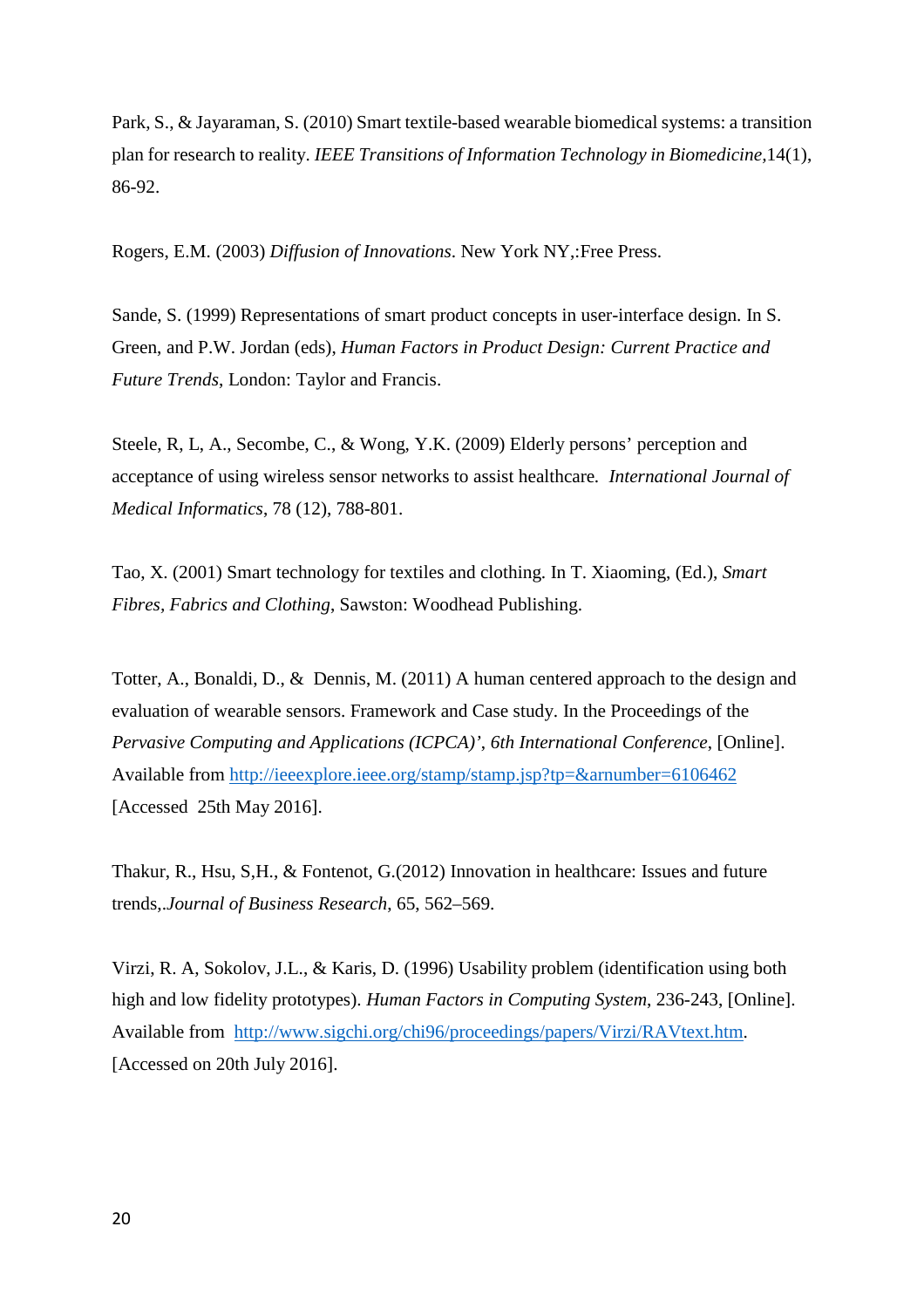Park, S., & Jayaraman, S. (2010) Smart textile-based wearable biomedical systems: a transition plan for research to reality. *IEEE Transitions of Information Technology in Biomedicine,*14(1), 86-92.

Rogers, E.M. (2003) *Diffusion of Innovations*. New York NY,:Free Press.

Sande, S. (1999) Representations of smart product concepts in user-interface design. In S. Green, and P.W. Jordan (eds), *Human Factors in Product Design: Current Practice and Future Trends*, London: Taylor and Francis.

Steele, R, L, A., Secombe, C., & Wong, Y.K. (2009) Elderly persons' perception and acceptance of using wireless sensor networks to assist healthcare. *International Journal of Medical Informatics*, 78 (12), 788-801.

Tao, X. (2001) Smart technology for textiles and clothing. In T. Xiaoming, (Ed.), *Smart Fibres, Fabrics and Clothing*, Sawston: Woodhead Publishing.

Totter, A., Bonaldi, D., & Dennis, M. (2011) A human centered approach to the design and evaluation of wearable sensors. Framework and Case study. In the Proceedings of the *Pervasive Computing and Applications (ICPCA)', 6th International Conference*, [Online]. Available from http://ieeexplore.ieee.org/stamp/stamp.jsp?tp=&arnumber=6106462 [Accessed 25th May 2016].

Thakur, R., Hsu, S,H., & Fontenot, G.(2012) Innovation in healthcare: Issues and future trends,.*Journal of Business Research*, 65, 562–569.

Virzi, R. A, Sokolov, J.L., & Karis, D. (1996) Usability problem (identification using both high and low fidelity prototypes). *Human Factors in Computing System*, 236-243, [Online]. Available from http://www.sigchi.org/chi96/proceedings/papers/Virzi/RAVtext.htm. [Accessed on 20th July 2016].